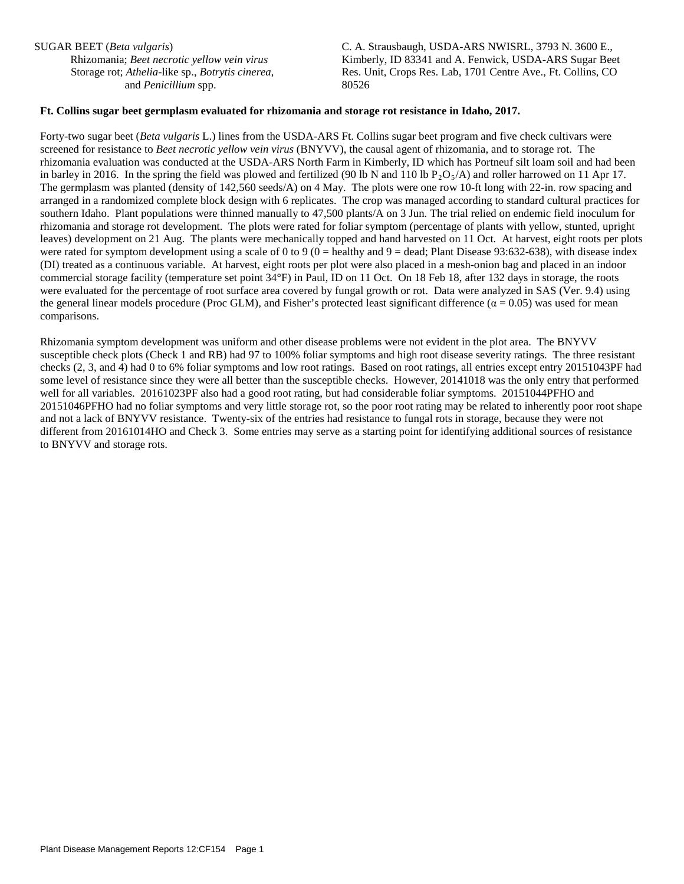SUGAR BEET (*Beta vulgaris*)
Rhizomania; *Beet necrotic yellow vein virus*
Storage rot; *Athelia*-like sp., *Botrytis cinerea*, and *Penicillium* spp.

C. A. Strausbaugh, USDA-ARS NWISRL, 3793 N. 3600 E., Kimberly, ID 83341 and A. Fenwick, USDA-ARS Sugar Beet Res. Unit, Crops Res. Lab, 1701 Centre Ave., Ft. Collins, CO 80526

**Ft. Collins sugar beet germplasm evaluated for rhizomania and storage rot resistance in Idaho, 2017.**

Forty-two sugar beet (*Beta vulgaris* L.) lines from the USDA-ARS Ft. Collins sugar beet program and five check cultivars were screened for resistance to *Beet necrotic yellow vein virus* (BNYVV), the causal agent of rhizomania, and to storage rot. The rhizomania evaluation was conducted at the USDA-ARS North Farm in Kimberly, ID which has Portneuf silt loam soil and had been in barley in 2016. In the spring the field was plowed and fertilized (90 lb N and 110 lb $P_2O_5$/A) and roller harrowed on 11 Apr 17. The germplasm was planted (density of 142,560 seeds/A) on 4 May. The plots were one row 10-ft long with 22-in. row spacing and arranged in a randomized complete block design with 6 replicates. The crop was managed according to standard cultural practices for southern Idaho. Plant populations were thinned manually to 47,500 plants/A on 3 Jun. The trial relied on endemic field inoculum for rhizomania and storage rot development. The plots were rated for foliar symptom (percentage of plants with yellow, stunted, upright leaves) development on 21 Aug. The plants were mechanically topped and hand harvested on 11 Oct. At harvest, eight roots per plots were rated for symptom development using a scale of 0 to 9 (0 = healthy and 9 = dead; Plant Disease 93:632-638), with disease index (DI) treated as a continuous variable. At harvest, eight roots per plot were also placed in a mesh-onion bag and placed in an indoor commercial storage facility (temperature set point 34°F) in Paul, ID on 11 Oct. On 18 Feb 18, after 132 days in storage, the roots were evaluated for the percentage of root surface area covered by fungal growth or rot. Data were analyzed in SAS (Ver. 9.4) using the general linear models procedure (Proc GLM), and Fisher's protected least significant difference ($\alpha = 0.05$) was used for mean comparisons.

Rhizomania symptom development was uniform and other disease problems were not evident in the plot area. The BNYVV susceptible check plots (Check 1 and RB) had 97 to 100% foliar symptoms and high root disease severity ratings. The three resistant checks (2, 3, and 4) had 0 to 6% foliar symptoms and low root ratings. Based on root ratings, all entries except entry 20151043PF had some level of resistance since they were all better than the susceptible checks. However, 20141018 was the only entry that performed well for all variables. 20161023PF also had a good root rating, but had considerable foliar symptoms. 20151044PFHO and 20151046PFHO had no foliar symptoms and very little storage rot, so the poor root rating may be related to inherently poor root shape and not a lack of BNYVV resistance. Twenty-six of the entries had resistance to fungal rots in storage, because they were not different from 20161014HO and Check 3. Some entries may serve as a starting point for identifying additional sources of resistance to BNYVV and storage rots.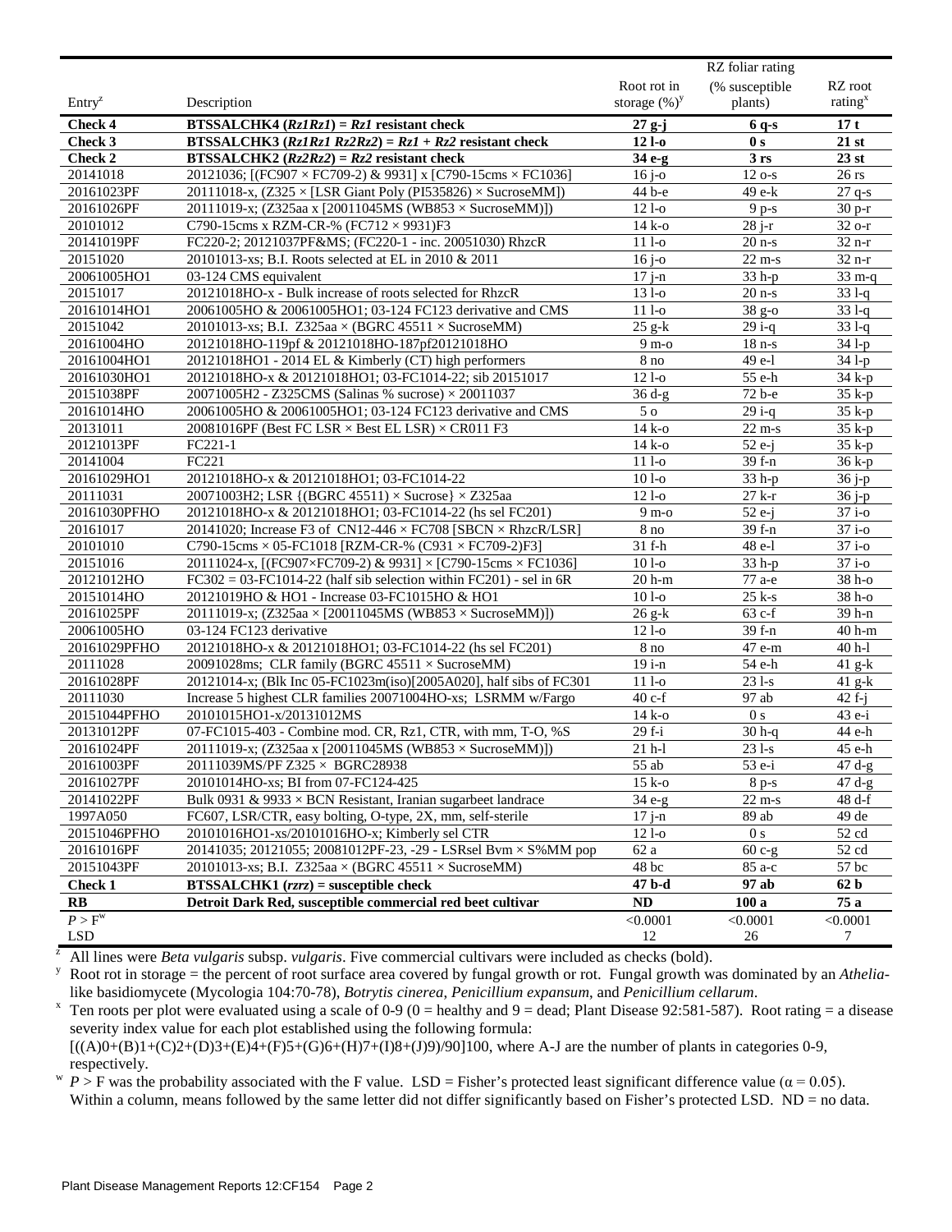| Entry[z] | Description | Root rot in storage (%)[y] | RZ foliar rating (% susceptible plants) | RZ root rating[x] |
|---|---|---|---|---|
| **Check 4** | **BTSSALCHK4 (*Rz1Rz1*) = *Rz1* resistant check** | **27 g-j** | **6 q-s** | **17 t** |
| **Check 3** | **BTSSALCHK3 (*Rz1Rz1 Rz2Rz2*) = *Rz1* + *Rz2* resistant check** | **12 l-o** | **0 s** | **21 st** |
| **Check 2** | **BTSSALCHK2 (*Rz2Rz2*) = *Rz2* resistant check** | **34 e-g** | **3 rs** | **23 st** |
| 20141018 | 20121036; [(FC907 × FC709-2) & 9931] x [C790-15cms × FC1036] | 16 j-o | 12 o-s | 26 rs |
| 20161023PF | 20111018-x, (Z325 × [LSR Giant Poly (PI535826) × SucroseMM]) | 44 b-e | 49 e-k | 27 q-s |
| 20161026PF | 20111019-x; (Z325aa × [20011045MS (WB853 × SucroseMM)]) | 12 l-o | 9 p-s | 30 p-r |
| 20101012 | C790-15cms x RZM-CR-% (FC712 × 9931)F3 | 14 k-o | 28 j-r | 32 o-r |
| 20141019PF | FC220-2; 20121037PF&MS; (FC220-1 - inc. 20051030) RhzcR | 11 l-o | 20 n-s | 32 n-r |
| 20151020 | 20101013-xs; B.I. Roots selected at EL in 2010 & 2011 | 16 j-o | 22 m-s | 32 n-r |
| 20061005HO1 | 03-124 CMS equivalent | 17 j-n | 33 h-p | 33 m-q |
| 20151017 | 20121018HO-x - Bulk increase of roots selected for RhzcR | 13 l-o | 20 n-s | 33 l-q |
| 20161014HO1 | 20061005HO & 20061005HO1; 03-124 FC123 derivative and CMS | 11 l-o | 38 g-o | 33 l-q |
| 20151042 | 20101013-xs; B.I. Z325aa × (BGRC 45511 × SucroseMM) | 25 g-k | 29 i-q | 33 l-q |
| 20161004HO | 20121018HO-119pf & 20121018HO-187pf20121018HO | 9 m-o | 18 n-s | 34 l-p |
| 20161004HO1 | 20121018HO1 - 2014 EL & Kimberly (CT) high performers | 8 no | 49 e-l | 34 l-p |
| 20161030HO1 | 20121018HO-x & 20121018HO1; 03-FC1014-22; sib 20151017 | 12 l-o | 55 e-h | 34 k-p |
| 20151038PF | 20071005H2 - Z325CMS (Salinas % sucrose) × 20011037 | 36 d-g | 72 b-e | 35 k-p |
| 20161014HO | 20061005HO & 20061005HO1; 03-124 FC123 derivative and CMS | 5 o | 29 i-q | 35 k-p |
| 20131011 | 20081016PF (Best FC LSR × Best EL LSR) × CR011 F3 | 14 k-o | 22 m-s | 35 k-p |
| 20121013PF | FC221-1 | 14 k-o | 52 e-j | 35 k-p |
| 20141004 | FC221 | 11 l-o | 39 f-n | 36 k-p |
| 20161029HO1 | 20121018HO-x & 20121018HO1; 03-FC1014-22 | 10 l-o | 33 h-p | 36 j-p |
| 20111031 | 20071003H2; LSR {(BGRC 45511) × Sucrose} × Z325aa | 12 l-o | 27 k-r | 36 j-p |
| 20161030PFHO | 20121018HO-x & 20121018HO1; 03-FC1014-22 (hs sel FC201) | 9 m-o | 52 e-j | 37 i-o |
| 20161017 | 20141020; Increase F3 of CN12-446 × FC708 [SBCN × RhzcR/LSR] | 8 no | 39 f-n | 37 i-o |
| 20101010 | C790-15cms × 05-FC1018 [RZM-CR-% (C931 × FC709-2)F3] | 31 f-h | 48 e-l | 37 i-o |
| 20151016 | 20111024-x, [(FC907×FC709-2) & 9931] × [C790-15cms × FC1036] | 10 l-o | 33 h-p | 37 i-o |
| 20121012HO | FC302 = 03-FC1014-22 (half sib selection within FC201) - sel in 6R | 20 h-m | 77 a-e | 38 h-o |
| 20151014HO | 20121019HO & HO1 - Increase 03-FC1015HO & HO1 | 10 l-o | 25 k-s | 38 h-o |
| 20161025PF | 20111019-x; (Z325aa × [20011045MS (WB853 × SucroseMM)]) | 26 g-k | 63 c-f | 39 h-n |
| 20061005HO | 03-124 FC123 derivative | 12 l-o | 39 f-n | 40 h-m |
| 20161029PFHO | 20121018HO-x & 20121018HO1; 03-FC1014-22 (hs sel FC201) | 8 no | 47 e-m | 40 h-l |
| 20111028 | 20091028ms; CLR family (BGRC 45511 × SucroseMM) | 19 i-n | 54 e-h | 41 g-k |
| 20161028PF | 20121014-x; (Blk Inc 05-FC1023m(iso)[2005A020], half sibs of FC301 | 11 l-o | 23 l-s | 41 g-k |
| 20111030 | Increase 5 highest CLR families 20071004HO-xs; LSRMM w/Fargo | 40 c-f | 97 ab | 42 f-j |
| 20151044PFHO | 20101015HO1-x/20131012MS | 14 k-o | 0 s | 43 e-i |
| 20131012PF | 07-FC1015-403 - Combine mod. CR, Rz1, CTR, with mm, T-O, %S | 29 f-i | 30 h-q | 44 e-h |
| 20161024PF | 20111019-x; (Z325aa x [20011045MS (WB853 × SucroseMM)]) | 21 h-l | 23 l-s | 45 e-h |
| 20161003PF | 20111039MS/PF Z325 × BGRC28938 | 55 ab | 53 e-i | 47 d-g |
| 20161027PF | 20101014HO-xs; BI from 07-FC124-425 | 15 k-o | 8 p-s | 47 d-g |
| 20141022PF | Bulk 0931 & 9933 × BCN Resistant, Iranian sugarbeet landrace | 34 e-g | 22 m-s | 48 d-f |
| 1997A050 | FC607, LSR/CTR, easy bolting, O-type, 2X, mm, self-sterile | 17 j-n | 89 ab | 49 de |
| 20151046PFHO | 20101016HO1-xs/20101016HO-x; Kimberly sel CTR | 12 l-o | 0 s | 52 cd |
| 20161016PF | 20141035; 20121055; 20081012PF-23, -29 - LSRsel Bvm × S%MM pop | 62 a | 60 c-g | 52 cd |
| 20151043PF | 20101013-xs; B.I. Z325aa × (BGRC 45511 × SucroseMM) | 48 bc | 85 a-c | 57 bc |
| **Check 1** | **BTSSALCHK1 (*rzrz*) = susceptible check** | **47 b-d** | **97 ab** | **62 b** |
| **RB** | **Detroit Dark Red, susceptible commercial red beet cultivar** | **ND** | **100 a** | **75 a** |
| $P > F$[w] | | <0.0001 | <0.0001 | <0.0001 |
| LSD | | 12 | 26 | 7 |

[z] All lines were *Beta vulgaris* subsp. *vulgaris*. Five commercial cultivars were included as checks (bold).

[y] Root rot in storage = the percent of root surface area covered by fungal growth or rot. Fungal growth was dominated by an *Athelia*-like basidiomycete (Mycologia 104:70-78), *Botrytis cinerea*, *Penicillium expansum*, and *Penicillium cellarum*.

[x] Ten roots per plot were evaluated using a scale of 0-9 (0 = healthy and 9 = dead; Plant Disease 92:581-587). Root rating = a disease severity index value for each plot established using the following formula: $[((A)0+(B)1+(C)2+(D)3+(E)4+(F)5+(G)6+(H)7+(I)8+(J)9)/90]100$, where A-J are the number of plants in categories 0-9, respectively.

[w] $P > F$ was the probability associated with the F value. LSD = Fisher's protected least significant difference value ($\alpha = 0.05$). Within a column, means followed by the same letter did not differ significantly based on Fisher's protected LSD. ND = no data.